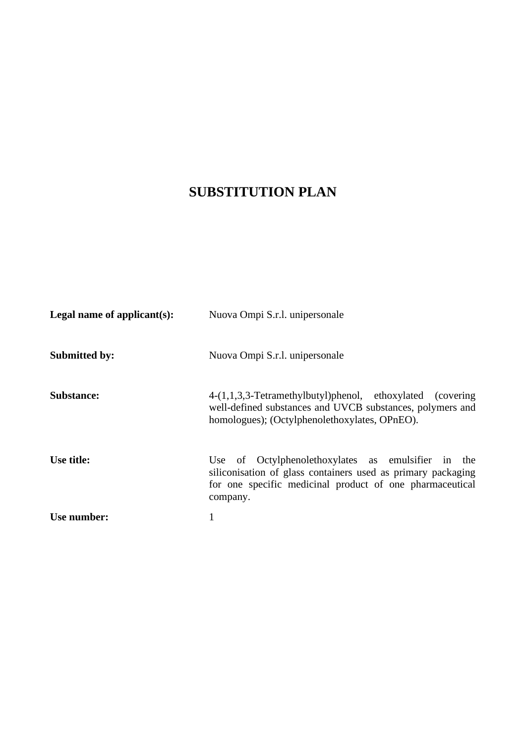# SUBSTITUTION PLAN

**Legal name of applicant(s):** Nuova Ompi S.r.l. unipersonale

**Submitted by:** Nuova Ompi S.r.l. unipersonale

**Substance:** 4-(1,1,3,3-Tetramethylbutyl)phenol, ethoxylated (covering well-defined substances and UVCB substances, polymers and homologues); (Octylphenolethoxylates, OPnEO).

**Use title:** Use of Octylphenolethoxylates as emulsifier in the siliconisation of glass containers used as primary packaging for one specific medicinal product of one pharmaceutical company.

**Use number:** 1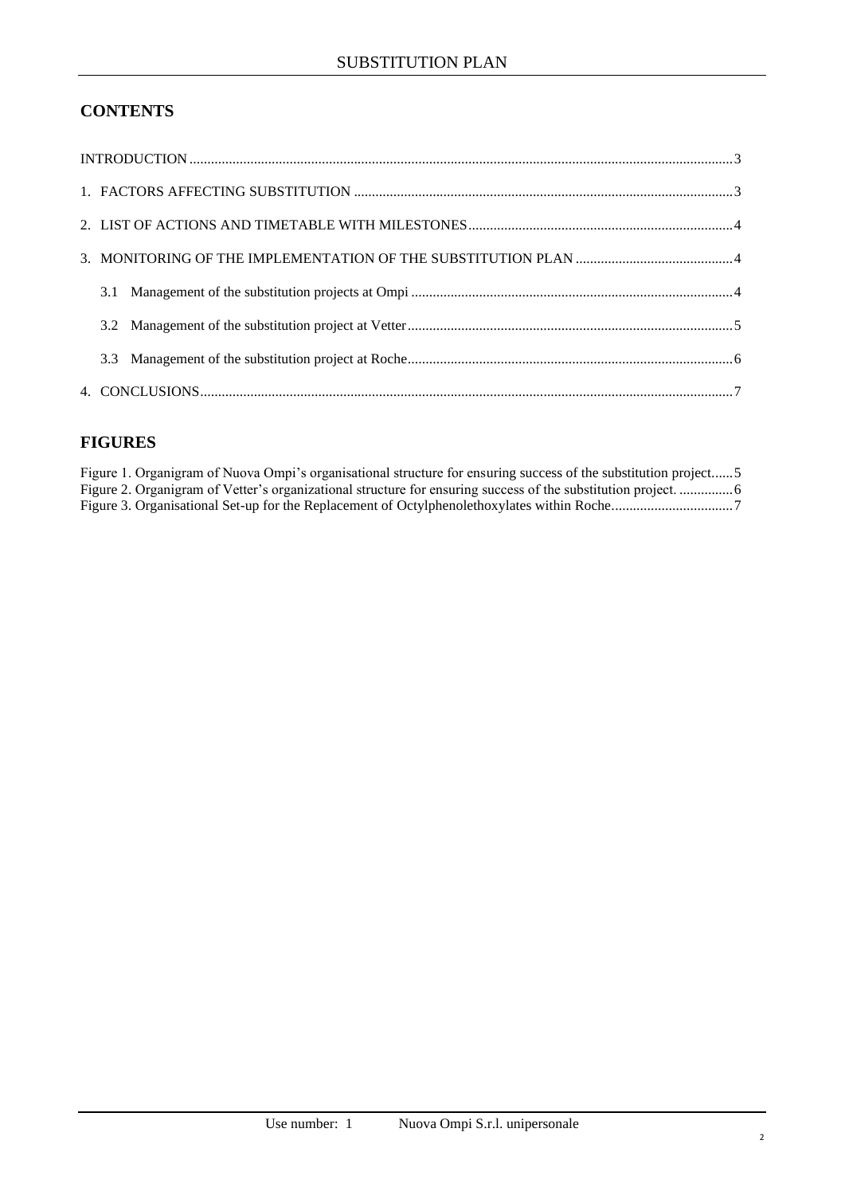## CONTENTS

INTRODUCTION ........................................................................................................................................3

1. FACTORS AFFECTING SUBSTITUTION ..........................................................................................3

2. LIST OF ACTIONS AND TIMETABLE WITH MILESTONES.........................................................4

3. MONITORING OF THE IMPLEMENTATION OF THE SUBSTITUTION PLAN ............................4

   3.1 Management of the substitution projects at Ompi ..........................................................................4

   3.2 Management of the substitution project at Vetter...........................................................................5

   3.3 Management of the substitution project at Roche...........................................................................6

4. CONCLUSIONS....................................................................................................................................7

## FIGURES

Figure 1. Organigram of Nuova Ompi's organisational structure for ensuring success of the substitution project......5

Figure 2. Organigram of Vetter's organizational structure for ensuring success of the substitution project. ...............6

Figure 3. Organisational Set-up for the Replacement of Octylphenolethoxylates within Roche.................................7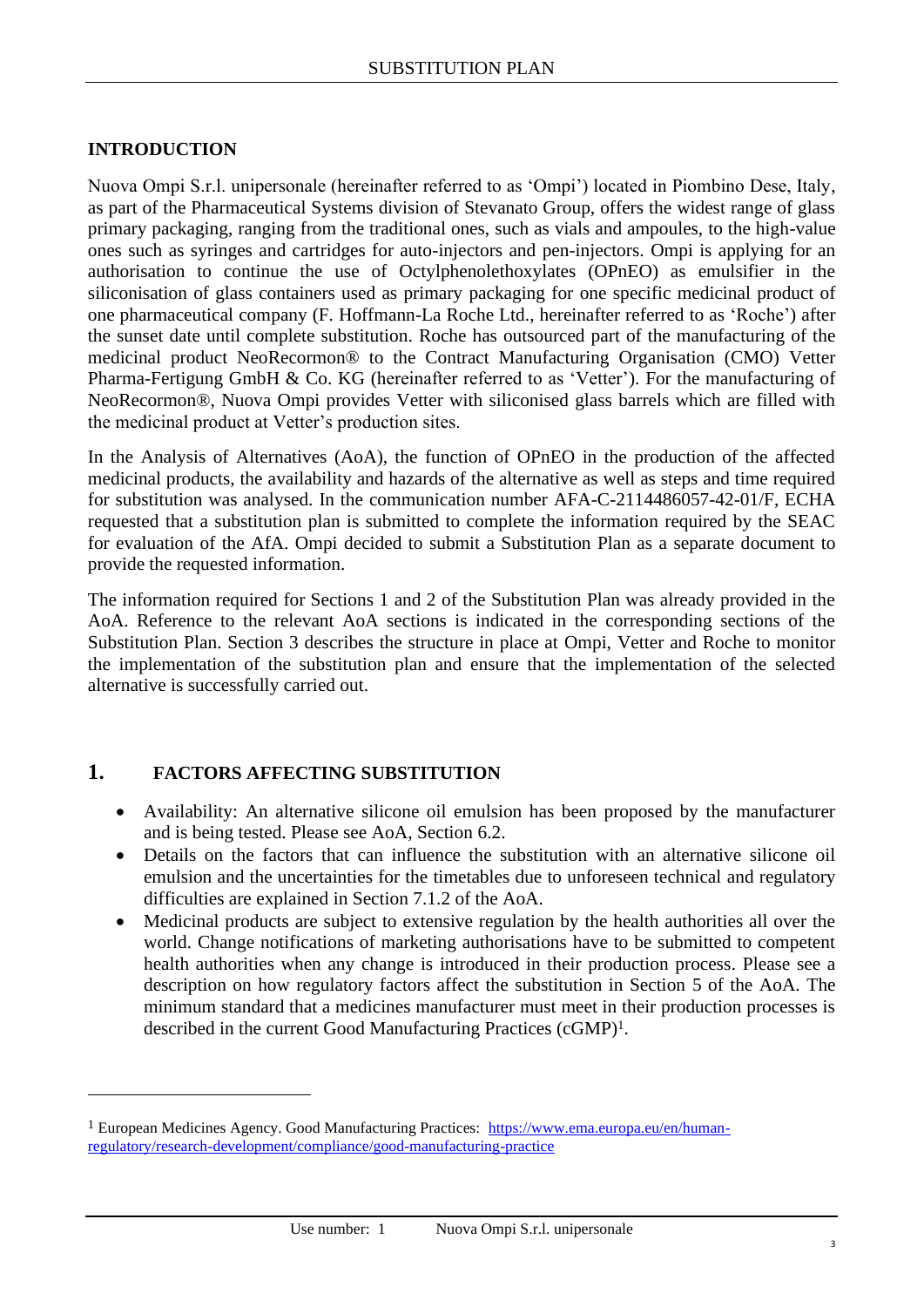## INTRODUCTION

Nuova Ompi S.r.l. unipersonale (hereinafter referred to as 'Ompi') located in Piombino Dese, Italy, as part of the Pharmaceutical Systems division of Stevanato Group, offers the widest range of glass primary packaging, ranging from the traditional ones, such as vials and ampoules, to the high-value ones such as syringes and cartridges for auto-injectors and pen-injectors. Ompi is applying for an authorisation to continue the use of Octylphenolethoxylates (OPnEO) as emulsifier in the siliconisation of glass containers used as primary packaging for one specific medicinal product of one pharmaceutical company (F. Hoffmann-La Roche Ltd., hereinafter referred to as 'Roche') after the sunset date until complete substitution. Roche has outsourced part of the manufacturing of the medicinal product NeoRecormon® to the Contract Manufacturing Organisation (CMO) Vetter Pharma-Fertigung GmbH & Co. KG (hereinafter referred to as 'Vetter'). For the manufacturing of NeoRecormon®, Nuova Ompi provides Vetter with siliconised glass barrels which are filled with the medicinal product at Vetter's production sites.

In the Analysis of Alternatives (AoA), the function of OPnEO in the production of the affected medicinal products, the availability and hazards of the alternative as well as steps and time required for substitution was analysed. In the communication number AFA-C-2114486057-42-01/F, ECHA requested that a substitution plan is submitted to complete the information required by the SEAC for evaluation of the AfA. Ompi decided to submit a Substitution Plan as a separate document to provide the requested information.

The information required for Sections 1 and 2 of the Substitution Plan was already provided in the AoA. Reference to the relevant AoA sections is indicated in the corresponding sections of the Substitution Plan. Section 3 describes the structure in place at Ompi, Vetter and Roche to monitor the implementation of the substitution plan and ensure that the implementation of the selected alternative is successfully carried out.

## 1. FACTORS AFFECTING SUBSTITUTION

- Availability: An alternative silicone oil emulsion has been proposed by the manufacturer and is being tested. Please see AoA, Section 6.2.
- Details on the factors that can influence the substitution with an alternative silicone oil emulsion and the uncertainties for the timetables due to unforeseen technical and regulatory difficulties are explained in Section 7.1.2 of the AoA.
- Medicinal products are subject to extensive regulation by the health authorities all over the world. Change notifications of marketing authorisations have to be submitted to competent health authorities when any change is introduced in their production process. Please see a description on how regulatory factors affect the substitution in Section 5 of the AoA. The minimum standard that a medicines manufacturer must meet in their production processes is described in the current Good Manufacturing Practices (cGMP)[1].

---

[1] European Medicines Agency. Good Manufacturing Practices: https://www.ema.europa.eu/en/human-regulatory/research-development/compliance/good-manufacturing-practice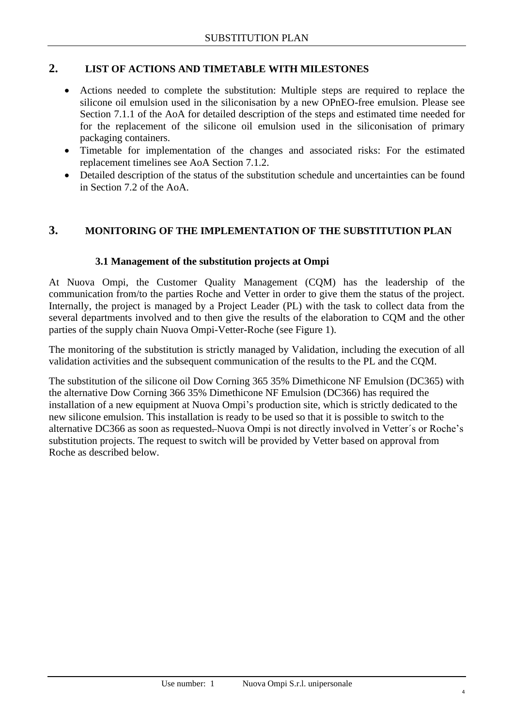## 2. LIST OF ACTIONS AND TIMETABLE WITH MILESTONES

- Actions needed to complete the substitution: Multiple steps are required to replace the silicone oil emulsion used in the siliconisation by a new OPnEO-free emulsion. Please see Section 7.1.1 of the AoA for detailed description of the steps and estimated time needed for for the replacement of the silicone oil emulsion used in the siliconisation of primary packaging containers.
- Timetable for implementation of the changes and associated risks: For the estimated replacement timelines see AoA Section 7.1.2.
- Detailed description of the status of the substitution schedule and uncertainties can be found in Section 7.2 of the AoA.

## 3. MONITORING OF THE IMPLEMENTATION OF THE SUBSTITUTION PLAN

### 3.1 Management of the substitution projects at Ompi

At Nuova Ompi, the Customer Quality Management (CQM) has the leadership of the communication from/to the parties Roche and Vetter in order to give them the status of the project. Internally, the project is managed by a Project Leader (PL) with the task to collect data from the several departments involved and to then give the results of the elaboration to CQM and the other parties of the supply chain Nuova Ompi-Vetter-Roche (see Figure 1).

The monitoring of the substitution is strictly managed by Validation, including the execution of all validation activities and the subsequent communication of the results to the PL and the CQM.

The substitution of the silicone oil Dow Corning 365 35% Dimethicone NF Emulsion (DC365) with the alternative Dow Corning 366 35% Dimethicone NF Emulsion (DC366) has required the installation of a new equipment at Nuova Ompi's production site, which is strictly dedicated to the new silicone emulsion. This installation is ready to be used so that it is possible to switch to the alternative DC366 as soon as requested. Nuova Ompi is not directly involved in Vetter´s or Roche's substitution projects. The request to switch will be provided by Vetter based on approval from Roche as described below.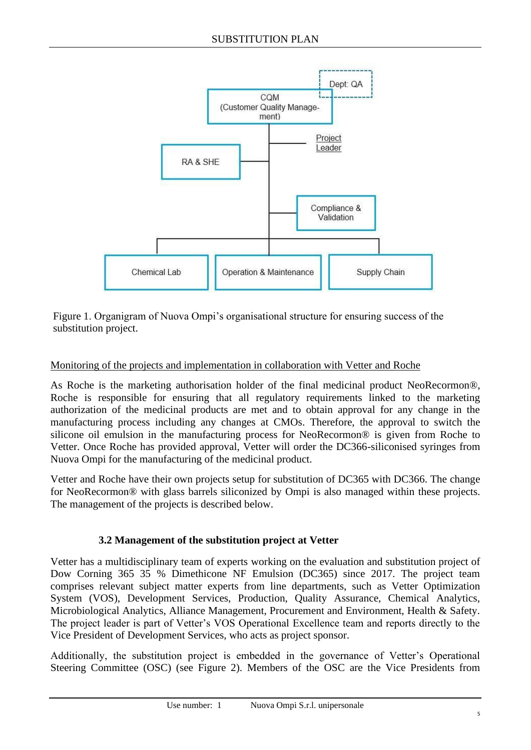Figure 1. Organigram of Nuova Ompi's organisational structure for ensuring success of the substitution project.

Monitoring of the projects and implementation in collaboration with Vetter and Roche

As Roche is the marketing authorisation holder of the final medicinal product NeoRecormon®, Roche is responsible for ensuring that all regulatory requirements linked to the marketing authorization of the medicinal products are met and to obtain approval for any change in the manufacturing process including any changes at CMOs. Therefore, the approval to switch the silicone oil emulsion in the manufacturing process for NeoRecormon® is given from Roche to Vetter. Once Roche has provided approval, Vetter will order the DC366-siliconised syringes from Nuova Ompi for the manufacturing of the medicinal product.

Vetter and Roche have their own projects setup for substitution of DC365 with DC366. The change for NeoRecormon® with glass barrels siliconized by Ompi is also managed within these projects. The management of the projects is described below.

### 3.2 Management of the substitution project at Vetter

Vetter has a multidisciplinary team of experts working on the evaluation and substitution project of Dow Corning 365 35 % Dimethicone NF Emulsion (DC365) since 2017. The project team comprises relevant subject matter experts from line departments, such as Vetter Optimization System (VOS), Development Services, Production, Quality Assurance, Chemical Analytics, Microbiological Analytics, Alliance Management, Procurement and Environment, Health & Safety. The project leader is part of Vetter's VOS Operational Excellence team and reports directly to the Vice President of Development Services, who acts as project sponsor.

Additionally, the substitution project is embedded in the governance of Vetter's Operational Steering Committee (OSC) (see Figure 2). Members of the OSC are the Vice Presidents from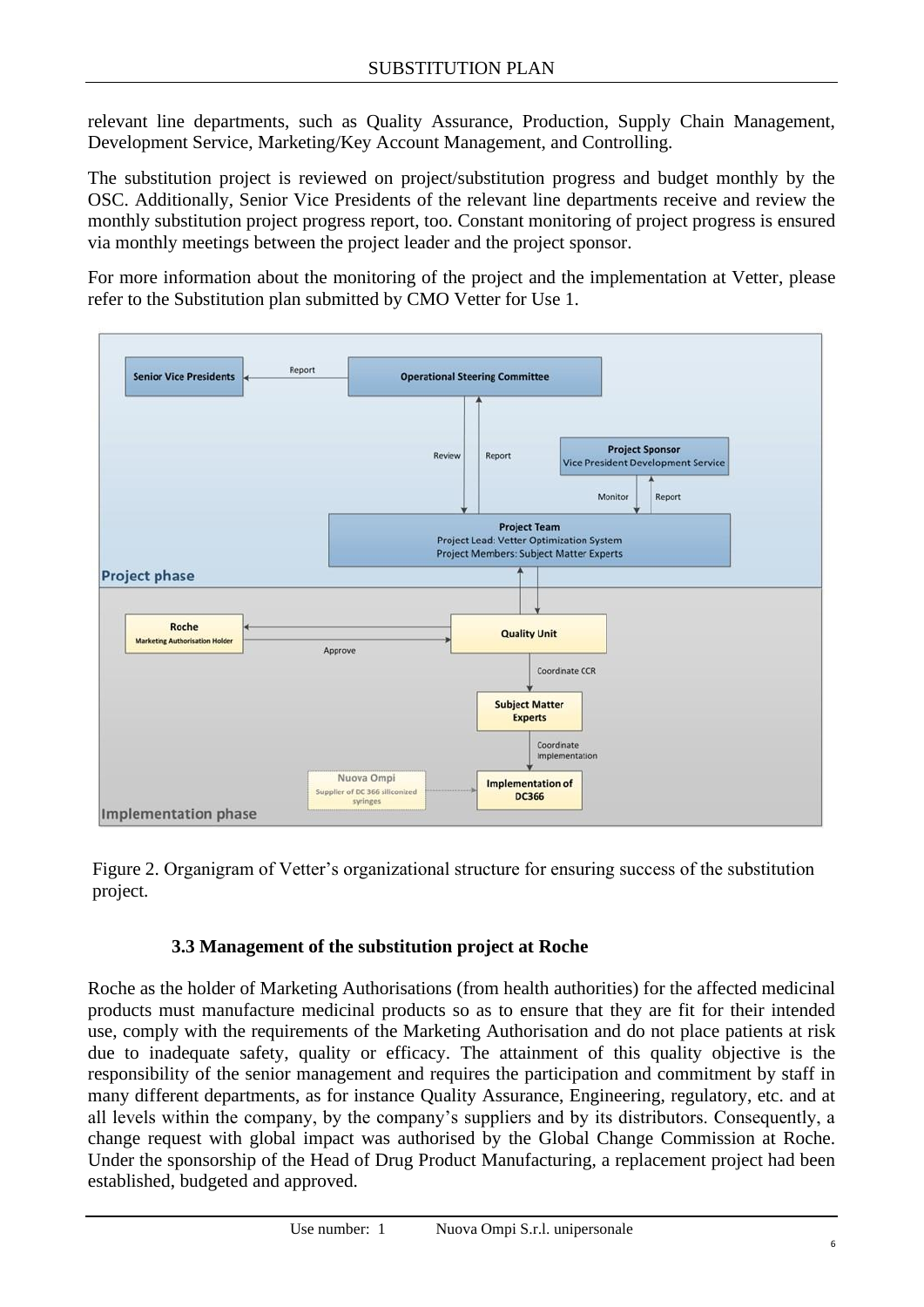relevant line departments, such as Quality Assurance, Production, Supply Chain Management, Development Service, Marketing/Key Account Management, and Controlling.

The substitution project is reviewed on project/substitution progress and budget monthly by the OSC. Additionally, Senior Vice Presidents of the relevant line departments receive and review the monthly substitution project progress report, too. Constant monitoring of project progress is ensured via monthly meetings between the project leader and the project sponsor.

For more information about the monitoring of the project and the implementation at Vetter, please refer to the Substitution plan submitted by CMO Vetter for Use 1.

Figure 2. Organigram of Vetter's organizational structure for ensuring success of the substitution project.

### 3.3 Management of the substitution project at Roche

Roche as the holder of Marketing Authorisations (from health authorities) for the affected medicinal products must manufacture medicinal products so as to ensure that they are fit for their intended use, comply with the requirements of the Marketing Authorisation and do not place patients at risk due to inadequate safety, quality or efficacy. The attainment of this quality objective is the responsibility of the senior management and requires the participation and commitment by staff in many different departments, as for instance Quality Assurance, Engineering, regulatory, etc. and at all levels within the company, by the company's suppliers and by its distributors. Consequently, a change request with global impact was authorised by the Global Change Commission at Roche. Under the sponsorship of the Head of Drug Product Manufacturing, a replacement project had been established, budgeted and approved.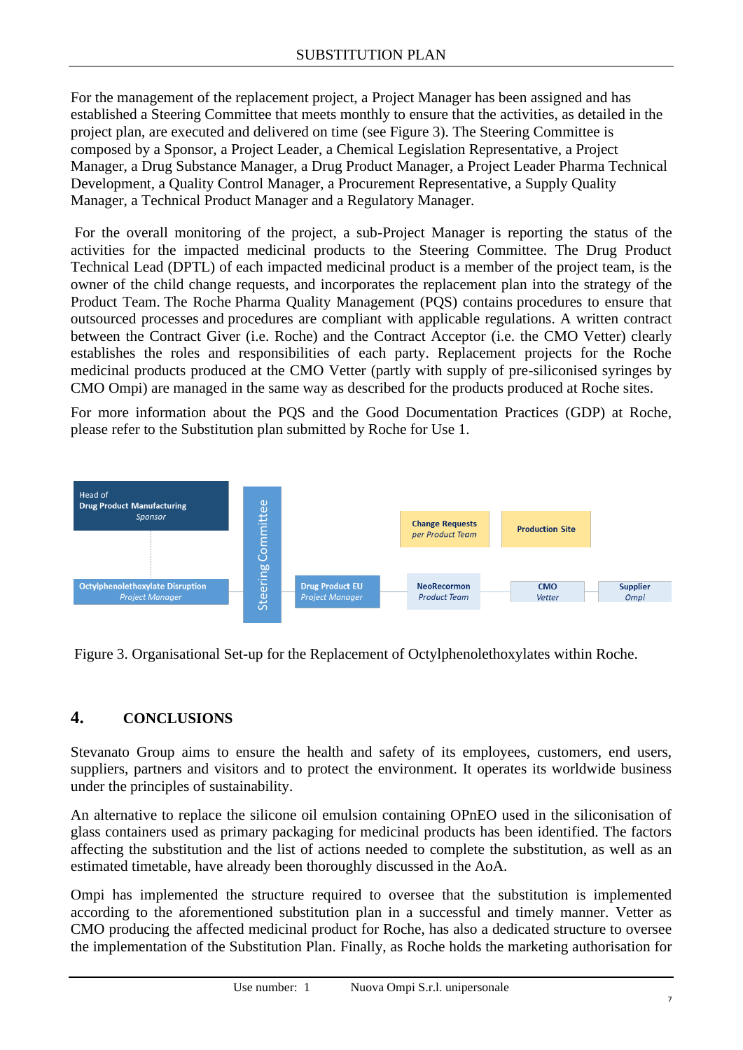For the management of the replacement project, a Project Manager has been assigned and has established a Steering Committee that meets monthly to ensure that the activities, as detailed in the project plan, are executed and delivered on time (see Figure 3). The Steering Committee is composed by a Sponsor, a Project Leader, a Chemical Legislation Representative, a Project Manager, a Drug Substance Manager, a Drug Product Manager, a Project Leader Pharma Technical Development, a Quality Control Manager, a Procurement Representative, a Supply Quality Manager, a Technical Product Manager and a Regulatory Manager.

For the overall monitoring of the project, a sub-Project Manager is reporting the status of the activities for the impacted medicinal products to the Steering Committee. The Drug Product Technical Lead (DPTL) of each impacted medicinal product is a member of the project team, is the owner of the child change requests, and incorporates the replacement plan into the strategy of the Product Team. The Roche Pharma Quality Management (PQS) contains procedures to ensure that outsourced processes and procedures are compliant with applicable regulations. A written contract between the Contract Giver (i.e. Roche) and the Contract Acceptor (i.e. the CMO Vetter) clearly establishes the roles and responsibilities of each party. Replacement projects for the Roche medicinal products produced at the CMO Vetter (partly with supply of pre-siliconised syringes by CMO Ompi) are managed in the same way as described for the products produced at Roche sites.

For more information about the PQS and the Good Documentation Practices (GDP) at Roche, please refer to the Substitution plan submitted by Roche for Use 1.

Head of Drug Product Manufacturing *Sponsor*
Octylphenolethoxylate Disruption *Project Manager*
Steering Committee
Drug Product EU *Project Manager*
Change Requests *per Product Team*
NeoRecormon *Product Team*
Production Site
CMO *Vetter*
Supplier *Ompi*

Figure 3. Organisational Set-up for the Replacement of Octylphenolethoxylates within Roche.

## 4. CONCLUSIONS

Stevanato Group aims to ensure the health and safety of its employees, customers, end users, suppliers, partners and visitors and to protect the environment. It operates its worldwide business under the principles of sustainability.

An alternative to replace the silicone oil emulsion containing OPnEO used in the siliconisation of glass containers used as primary packaging for medicinal products has been identified. The factors affecting the substitution and the list of actions needed to complete the substitution, as well as an estimated timetable, have already been thoroughly discussed in the AoA.

Ompi has implemented the structure required to oversee that the substitution is implemented according to the aforementioned substitution plan in a successful and timely manner. Vetter as CMO producing the affected medicinal product for Roche, has also a dedicated structure to oversee the implementation of the Substitution Plan. Finally, as Roche holds the marketing authorisation for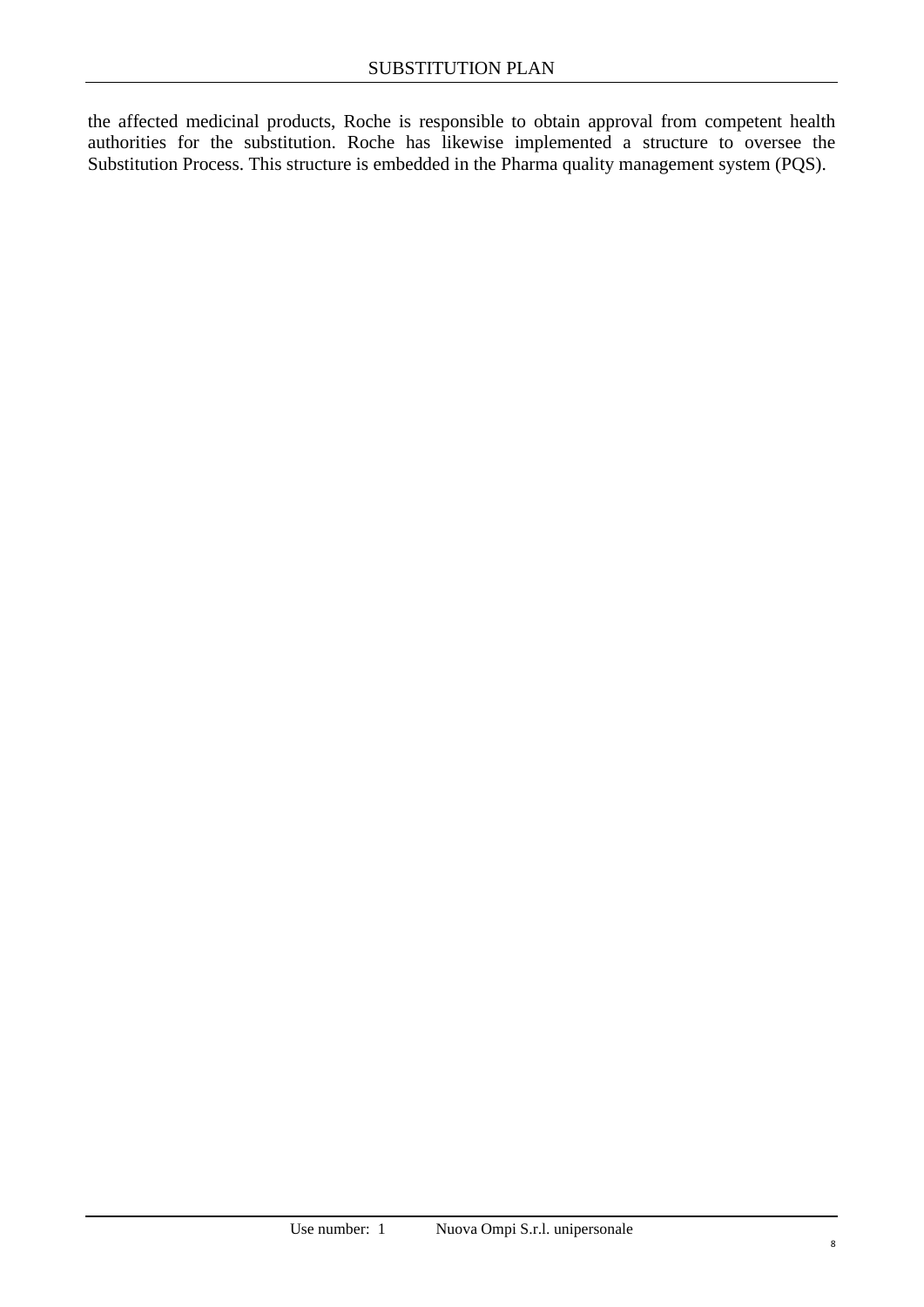the affected medicinal products, Roche is responsible to obtain approval from competent health authorities for the substitution. Roche has likewise implemented a structure to oversee the Substitution Process. This structure is embedded in the Pharma quality management system (PQS).